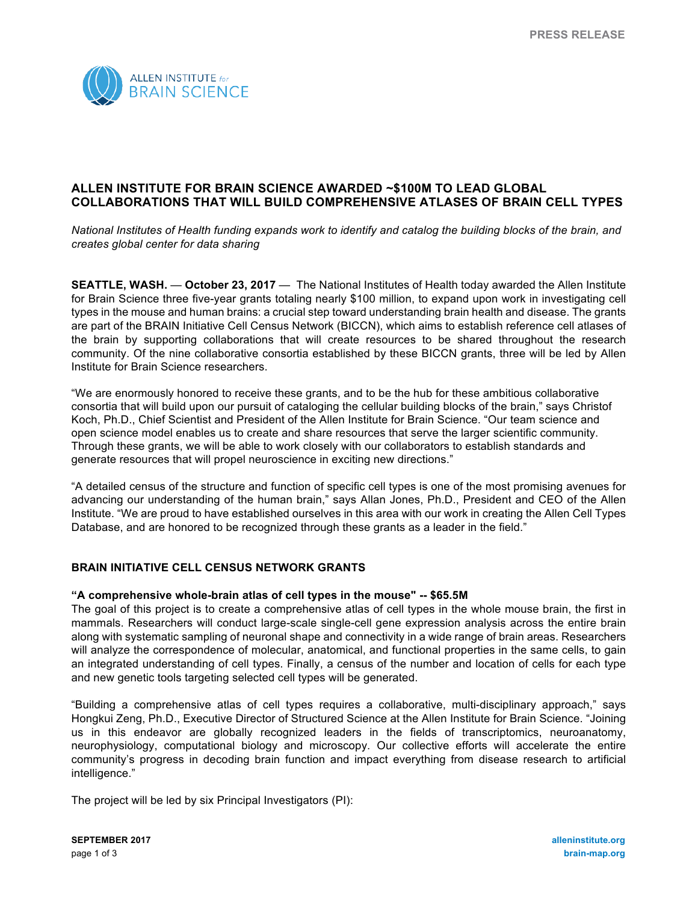PRESS RELEASE

ALLEN INSTITUTE *for* BRAIN SCIENCE

# ALLEN INSTITUTE FOR BRAIN SCIENCE AWARDED ~$100M TO LEAD GLOBAL COLLABORATIONS THAT WILL BUILD COMPREHENSIVE ATLASES OF BRAIN CELL TYPES

*National Institutes of Health funding expands work to identify and catalog the building blocks of the brain, and creates global center for data sharing*

**SEATTLE, WASH.** — **October 23, 2017** — The National Institutes of Health today awarded the Allen Institute for Brain Science three five-year grants totaling nearly $100 million, to expand upon work in investigating cell types in the mouse and human brains: a crucial step toward understanding brain health and disease. The grants are part of the BRAIN Initiative Cell Census Network (BICCN), which aims to establish reference cell atlases of the brain by supporting collaborations that will create resources to be shared throughout the research community. Of the nine collaborative consortia established by these BICCN grants, three will be led by Allen Institute for Brain Science researchers.

"We are enormously honored to receive these grants, and to be the hub for these ambitious collaborative consortia that will build upon our pursuit of cataloging the cellular building blocks of the brain," says Christof Koch, Ph.D., Chief Scientist and President of the Allen Institute for Brain Science. "Our team science and open science model enables us to create and share resources that serve the larger scientific community. Through these grants, we will be able to work closely with our collaborators to establish standards and generate resources that will propel neuroscience in exciting new directions."

"A detailed census of the structure and function of specific cell types is one of the most promising avenues for advancing our understanding of the human brain," says Allan Jones, Ph.D., President and CEO of the Allen Institute. "We are proud to have established ourselves in this area with our work in creating the Allen Cell Types Database, and are honored to be recognized through these grants as a leader in the field."

## BRAIN INITIATIVE CELL CENSUS NETWORK GRANTS

### "A comprehensive whole-brain atlas of cell types in the mouse" -- $65.5M

The goal of this project is to create a comprehensive atlas of cell types in the whole mouse brain, the first in mammals. Researchers will conduct large-scale single-cell gene expression analysis across the entire brain along with systematic sampling of neuronal shape and connectivity in a wide range of brain areas. Researchers will analyze the correspondence of molecular, anatomical, and functional properties in the same cells, to gain an integrated understanding of cell types. Finally, a census of the number and location of cells for each type and new genetic tools targeting selected cell types will be generated.

"Building a comprehensive atlas of cell types requires a collaborative, multi-disciplinary approach," says Hongkui Zeng, Ph.D., Executive Director of Structured Science at the Allen Institute for Brain Science. "Joining us in this endeavor are globally recognized leaders in the fields of transcriptomics, neuroanatomy, neurophysiology, computational biology and microscopy. Our collective efforts will accelerate the entire community's progress in decoding brain function and impact everything from disease research to artificial intelligence."

The project will be led by six Principal Investigators (PI):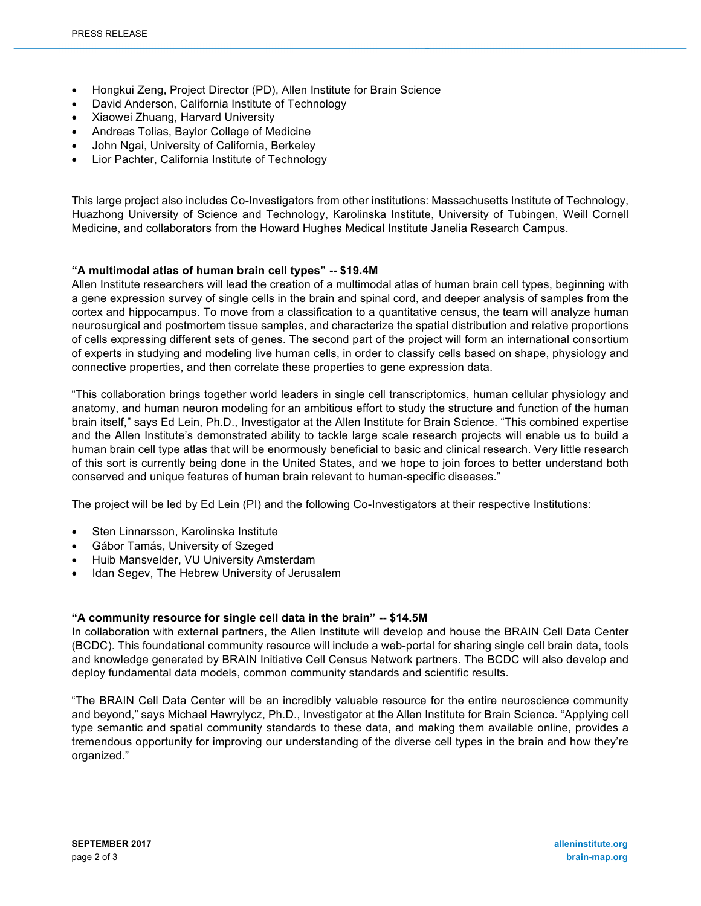- Hongkui Zeng, Project Director (PD), Allen Institute for Brain Science
- David Anderson, California Institute of Technology
- Xiaowei Zhuang, Harvard University
- Andreas Tolias, Baylor College of Medicine
- John Ngai, University of California, Berkeley
- Lior Pachter, California Institute of Technology

This large project also includes Co-Investigators from other institutions: Massachusetts Institute of Technology, Huazhong University of Science and Technology, Karolinska Institute, University of Tubingen, Weill Cornell Medicine, and collaborators from the Howard Hughes Medical Institute Janelia Research Campus.

**“A multimodal atlas of human brain cell types” -- $19.4M**

Allen Institute researchers will lead the creation of a multimodal atlas of human brain cell types, beginning with a gene expression survey of single cells in the brain and spinal cord, and deeper analysis of samples from the cortex and hippocampus. To move from a classification to a quantitative census, the team will analyze human neurosurgical and postmortem tissue samples, and characterize the spatial distribution and relative proportions of cells expressing different sets of genes. The second part of the project will form an international consortium of experts in studying and modeling live human cells, in order to classify cells based on shape, physiology and connective properties, and then correlate these properties to gene expression data.

“This collaboration brings together world leaders in single cell transcriptomics, human cellular physiology and anatomy, and human neuron modeling for an ambitious effort to study the structure and function of the human brain itself,” says Ed Lein, Ph.D., Investigator at the Allen Institute for Brain Science. “This combined expertise and the Allen Institute’s demonstrated ability to tackle large scale research projects will enable us to build a human brain cell type atlas that will be enormously beneficial to basic and clinical research. Very little research of this sort is currently being done in the United States, and we hope to join forces to better understand both conserved and unique features of human brain relevant to human-specific diseases.”

The project will be led by Ed Lein (PI) and the following Co-Investigators at their respective Institutions:

- Sten Linnarsson, Karolinska Institute
- Gábor Tamás, University of Szeged
- Huib Mansvelder, VU University Amsterdam
- Idan Segev, The Hebrew University of Jerusalem

**“A community resource for single cell data in the brain” -- $14.5M**

In collaboration with external partners, the Allen Institute will develop and house the BRAIN Cell Data Center (BCDC). This foundational community resource will include a web-portal for sharing single cell brain data, tools and knowledge generated by BRAIN Initiative Cell Census Network partners. The BCDC will also develop and deploy fundamental data models, common community standards and scientific results.

“The BRAIN Cell Data Center will be an incredibly valuable resource for the entire neuroscience community and beyond,” says Michael Hawrylycz, Ph.D., Investigator at the Allen Institute for Brain Science. “Applying cell type semantic and spatial community standards to these data, and making them available online, provides a tremendous opportunity for improving our understanding of the diverse cell types in the brain and how they’re organized.”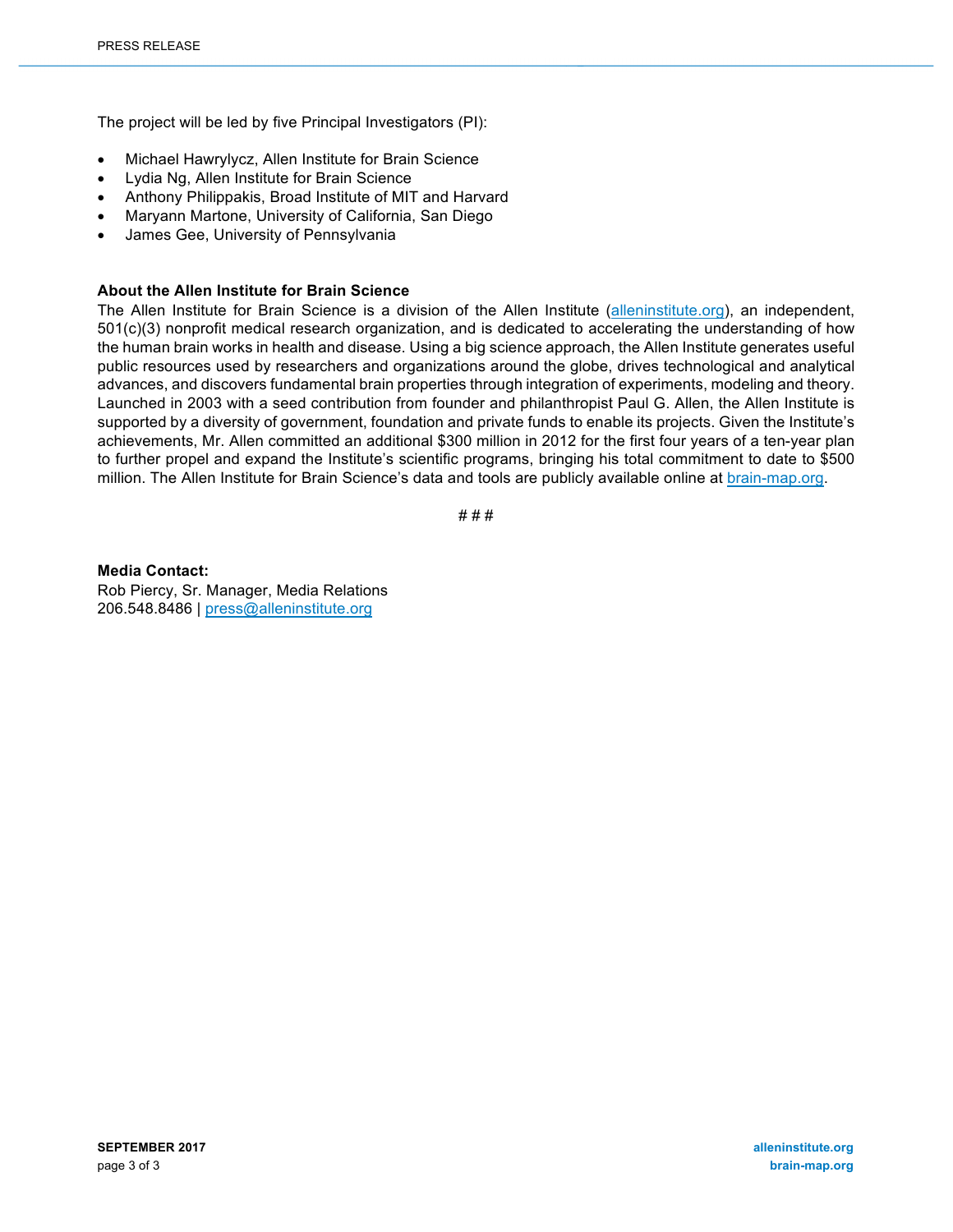The project will be led by five Principal Investigators (PI):

- Michael Hawrylycz, Allen Institute for Brain Science
- Lydia Ng, Allen Institute for Brain Science
- Anthony Philippakis, Broad Institute of MIT and Harvard
- Maryann Martone, University of California, San Diego
- James Gee, University of Pennsylvania

**About the Allen Institute for Brain Science**

The Allen Institute for Brain Science is a division of the Allen Institute (alleninstitute.org), an independent, 501(c)(3) nonprofit medical research organization, and is dedicated to accelerating the understanding of how the human brain works in health and disease. Using a big science approach, the Allen Institute generates useful public resources used by researchers and organizations around the globe, drives technological and analytical advances, and discovers fundamental brain properties through integration of experiments, modeling and theory. Launched in 2003 with a seed contribution from founder and philanthropist Paul G. Allen, the Allen Institute is supported by a diversity of government, foundation and private funds to enable its projects. Given the Institute's achievements, Mr. Allen committed an additional $300 million in 2012 for the first four years of a ten-year plan to further propel and expand the Institute's scientific programs, bringing his total commitment to date to $500 million. The Allen Institute for Brain Science's data and tools are publicly available online at brain-map.org.

# # #

**Media Contact:**
Rob Piercy, Sr. Manager, Media Relations
206.548.8486 | press@alleninstitute.org